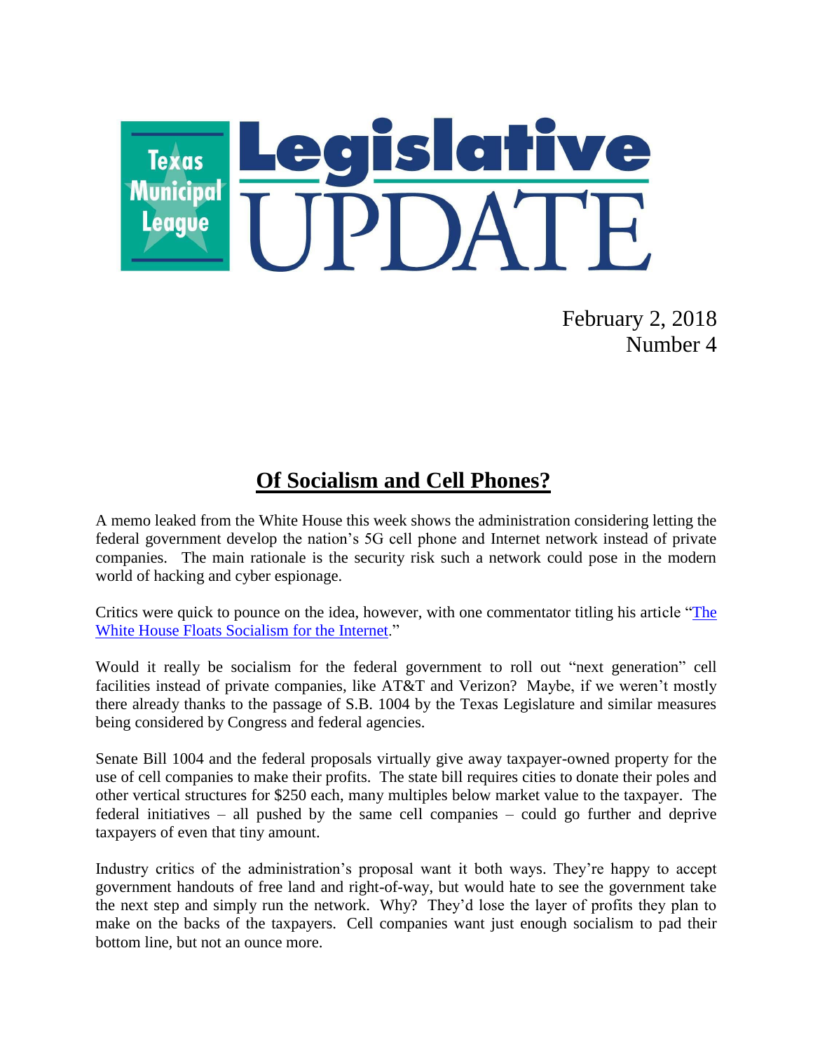# Texas Municipal League Legislative UPDATE

February 2, 2018
Number 4

## Of Socialism and Cell Phones?

A memo leaked from the White House this week shows the administration considering letting the federal government develop the nation's 5G cell phone and Internet network instead of private companies. The main rationale is the security risk such a network could pose in the modern world of hacking and cyber espionage.

Critics were quick to pounce on the idea, however, with one commentator titling his article "[The White House Floats Socialism for the Internet](#)."

Would it really be socialism for the federal government to roll out "next generation" cell facilities instead of private companies, like AT&T and Verizon? Maybe, if we weren't mostly there already thanks to the passage of S.B. 1004 by the Texas Legislature and similar measures being considered by Congress and federal agencies.

Senate Bill 1004 and the federal proposals virtually give away taxpayer-owned property for the use of cell companies to make their profits. The state bill requires cities to donate their poles and other vertical structures for $250 each, many multiples below market value to the taxpayer. The federal initiatives – all pushed by the same cell companies – could go further and deprive taxpayers of even that tiny amount.

Industry critics of the administration's proposal want it both ways. They're happy to accept government handouts of free land and right-of-way, but would hate to see the government take the next step and simply run the network. Why? They'd lose the layer of profits they plan to make on the backs of the taxpayers. Cell companies want just enough socialism to pad their bottom line, but not an ounce more.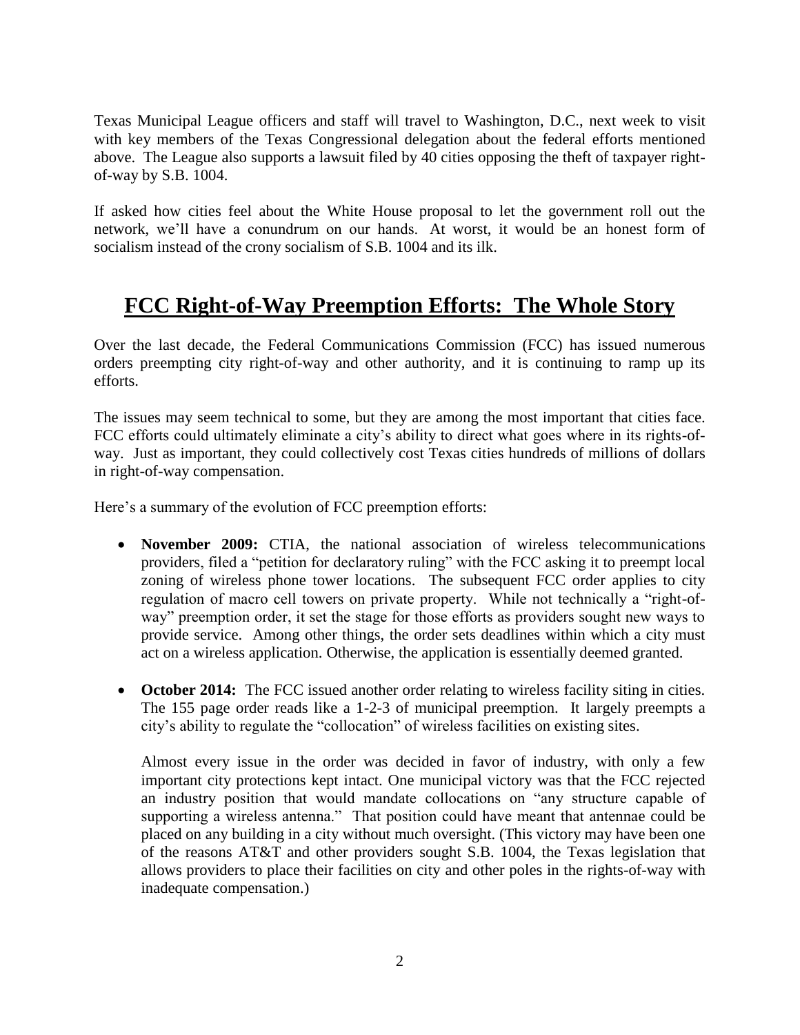Texas Municipal League officers and staff will travel to Washington, D.C., next week to visit with key members of the Texas Congressional delegation about the federal efforts mentioned above. The League also supports a lawsuit filed by 40 cities opposing the theft of taxpayer right-of-way by S.B. 1004.

If asked how cities feel about the White House proposal to let the government roll out the network, we'll have a conundrum on our hands. At worst, it would be an honest form of socialism instead of the crony socialism of S.B. 1004 and its ilk.

## FCC Right-of-Way Preemption Efforts: The Whole Story

Over the last decade, the Federal Communications Commission (FCC) has issued numerous orders preempting city right-of-way and other authority, and it is continuing to ramp up its efforts.

The issues may seem technical to some, but they are among the most important that cities face. FCC efforts could ultimately eliminate a city's ability to direct what goes where in its rights-of-way. Just as important, they could collectively cost Texas cities hundreds of millions of dollars in right-of-way compensation.

Here's a summary of the evolution of FCC preemption efforts:

- **November 2009:** CTIA, the national association of wireless telecommunications providers, filed a "petition for declaratory ruling" with the FCC asking it to preempt local zoning of wireless phone tower locations. The subsequent FCC order applies to city regulation of macro cell towers on private property. While not technically a "right-of-way" preemption order, it set the stage for those efforts as providers sought new ways to provide service. Among other things, the order sets deadlines within which a city must act on a wireless application. Otherwise, the application is essentially deemed granted.

- **October 2014:** The FCC issued another order relating to wireless facility siting in cities. The 155 page order reads like a 1-2-3 of municipal preemption. It largely preempts a city's ability to regulate the "collocation" of wireless facilities on existing sites.

  Almost every issue in the order was decided in favor of industry, with only a few important city protections kept intact. One municipal victory was that the FCC rejected an industry position that would mandate collocations on "any structure capable of supporting a wireless antenna." That position could have meant that antennae could be placed on any building in a city without much oversight. (This victory may have been one of the reasons AT&T and other providers sought S.B. 1004, the Texas legislation that allows providers to place their facilities on city and other poles in the rights-of-way with inadequate compensation.)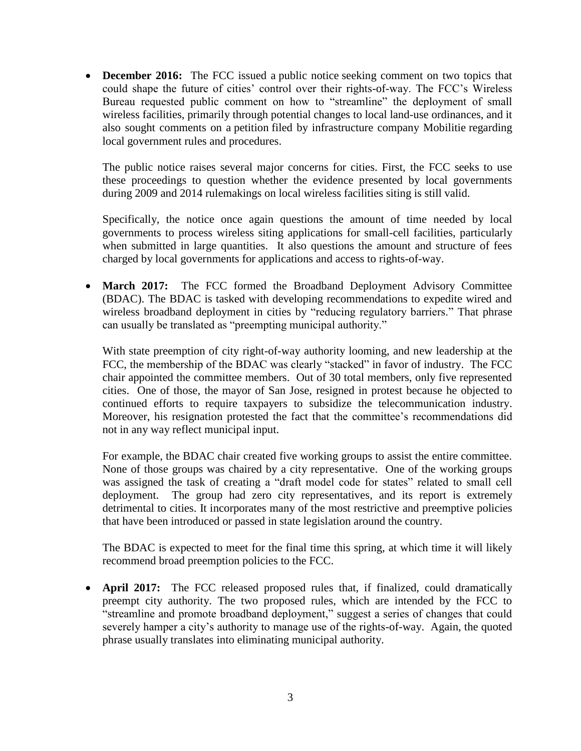- **December 2016:** The FCC issued a public notice seeking comment on two topics that could shape the future of cities' control over their rights-of-way. The FCC's Wireless Bureau requested public comment on how to "streamline" the deployment of small wireless facilities, primarily through potential changes to local land-use ordinances, and it also sought comments on a petition filed by infrastructure company Mobilitie regarding local government rules and procedures.

  The public notice raises several major concerns for cities. First, the FCC seeks to use these proceedings to question whether the evidence presented by local governments during 2009 and 2014 rulemakings on local wireless facilities siting is still valid.

  Specifically, the notice once again questions the amount of time needed by local governments to process wireless siting applications for small-cell facilities, particularly when submitted in large quantities. It also questions the amount and structure of fees charged by local governments for applications and access to rights-of-way.

- **March 2017:** The FCC formed the Broadband Deployment Advisory Committee (BDAC). The BDAC is tasked with developing recommendations to expedite wired and wireless broadband deployment in cities by "reducing regulatory barriers." That phrase can usually be translated as "preempting municipal authority."

  With state preemption of city right-of-way authority looming, and new leadership at the FCC, the membership of the BDAC was clearly "stacked" in favor of industry. The FCC chair appointed the committee members. Out of 30 total members, only five represented cities. One of those, the mayor of San Jose, resigned in protest because he objected to continued efforts to require taxpayers to subsidize the telecommunication industry. Moreover, his resignation protested the fact that the committee's recommendations did not in any way reflect municipal input.

  For example, the BDAC chair created five working groups to assist the entire committee. None of those groups was chaired by a city representative. One of the working groups was assigned the task of creating a "draft model code for states" related to small cell deployment. The group had zero city representatives, and its report is extremely detrimental to cities. It incorporates many of the most restrictive and preemptive policies that have been introduced or passed in state legislation around the country.

  The BDAC is expected to meet for the final time this spring, at which time it will likely recommend broad preemption policies to the FCC.

- **April 2017:** The FCC released proposed rules that, if finalized, could dramatically preempt city authority. The two proposed rules, which are intended by the FCC to "streamline and promote broadband deployment," suggest a series of changes that could severely hamper a city's authority to manage use of the rights-of-way. Again, the quoted phrase usually translates into eliminating municipal authority.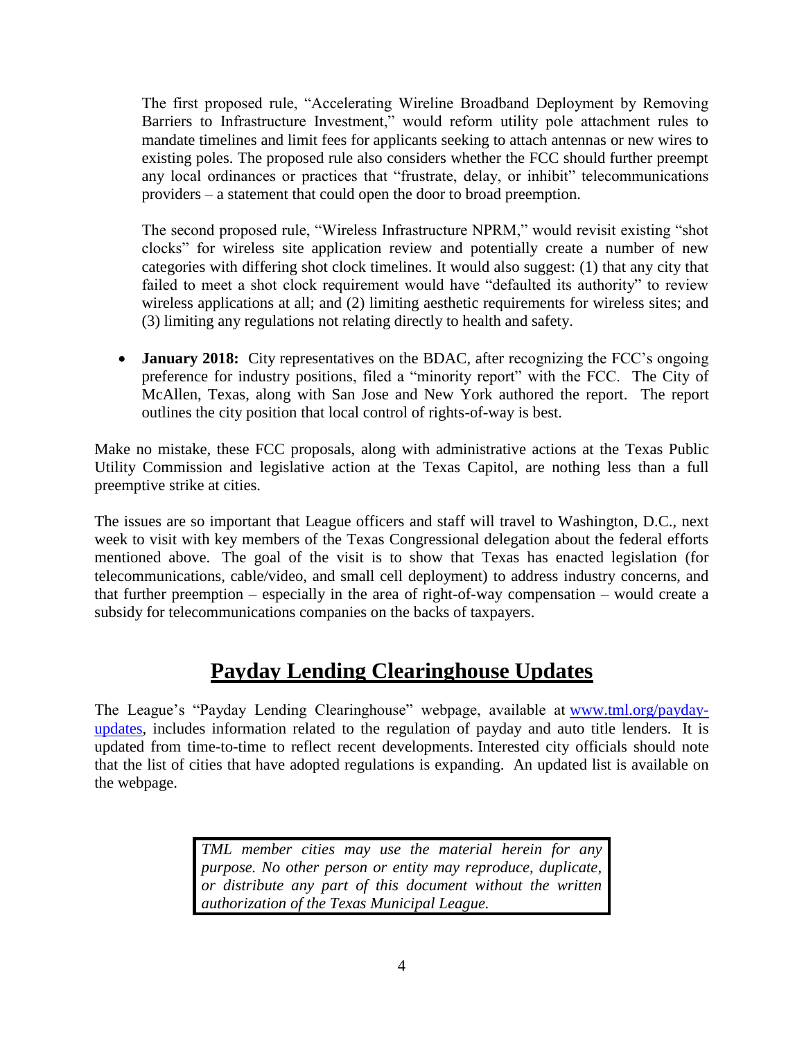The first proposed rule, "Accelerating Wireline Broadband Deployment by Removing Barriers to Infrastructure Investment," would reform utility pole attachment rules to mandate timelines and limit fees for applicants seeking to attach antennas or new wires to existing poles. The proposed rule also considers whether the FCC should further preempt any local ordinances or practices that "frustrate, delay, or inhibit" telecommunications providers – a statement that could open the door to broad preemption.

The second proposed rule, "Wireless Infrastructure NPRM," would revisit existing "shot clocks" for wireless site application review and potentially create a number of new categories with differing shot clock timelines. It would also suggest: (1) that any city that failed to meet a shot clock requirement would have "defaulted its authority" to review wireless applications at all; and (2) limiting aesthetic requirements for wireless sites; and (3) limiting any regulations not relating directly to health and safety.

- **January 2018:** City representatives on the BDAC, after recognizing the FCC's ongoing preference for industry positions, filed a "minority report" with the FCC. The City of McAllen, Texas, along with San Jose and New York authored the report. The report outlines the city position that local control of rights-of-way is best.

Make no mistake, these FCC proposals, along with administrative actions at the Texas Public Utility Commission and legislative action at the Texas Capitol, are nothing less than a full preemptive strike at cities.

The issues are so important that League officers and staff will travel to Washington, D.C., next week to visit with key members of the Texas Congressional delegation about the federal efforts mentioned above. The goal of the visit is to show that Texas has enacted legislation (for telecommunications, cable/video, and small cell deployment) to address industry concerns, and that further preemption – especially in the area of right-of-way compensation – would create a subsidy for telecommunications companies on the backs of taxpayers.

## Payday Lending Clearinghouse Updates

The League's "Payday Lending Clearinghouse" webpage, available at www.tml.org/payday-updates, includes information related to the regulation of payday and auto title lenders. It is updated from time-to-time to reflect recent developments. Interested city officials should note that the list of cities that have adopted regulations is expanding. An updated list is available on the webpage.

*TML member cities may use the material herein for any purpose. No other person or entity may reproduce, duplicate, or distribute any part of this document without the written authorization of the Texas Municipal League.*